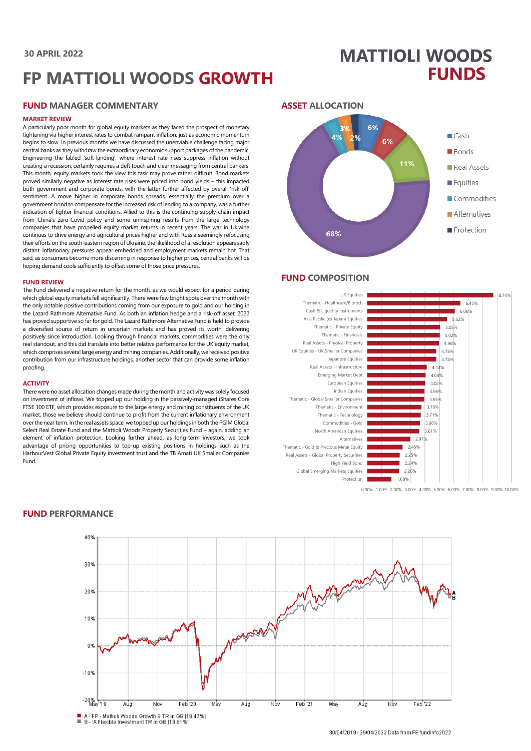30 APRIL 2022

# FP MATTIOLI WOODS GROWTH

MATTIOLI WOODS FUNDS

## FUND MANAGER COMMENTARY

### MARKET REVIEW

A particularly poor month for global equity markets as they faced the prospect of monetary tightening via higher interest rates to combat rampant inflation, just as economic momentum begins to slow. In previous months we have discussed the unenviable challenge facing major central banks as they withdraw the extraordinary economic support packages of the pandemic. Engineering the fabled 'soft-landing', where interest rate rises suppress inflation without creating a recession, certainly requires a deft touch and clear messaging from central bankers. This month, equity markets took the view this task may prove rather difficult. Bond markets proved similarly negative as interest rate rises were priced into bond yields – this impacted both government and corporate bonds, with the latter further affected by overall 'risk-off' sentiment. A move higher in corporate bonds spreads, essentially the premium over a government bond to compensate for the increased risk of lending to a company, was a further indication of tighter financial conditions. Allied to this is the continuing supply-chain impact from China's zero-Covid policy and some uninspiring results from the large technology companies that have propelled equity market returns in recent years. The war in Ukraine continues to drive energy and agricultural prices higher and with Russia seemingly refocusing their efforts on the south-eastern region of Ukraine, the likelihood of a resolution appears sadly distant. Inflationary pressures appear embedded and employment markets remain hot. That said, as consumers become more discerning in response to higher prices, central banks will be hoping demand cools sufficiently to offset some of those price pressures.

### FUND REVIEW

The Fund delivered a negative return for the month, as we would expect for a period during which global equity markets fell significantly. There were few bright spots over the month with the only notable positive contributions coming from our exposure to gold and our holding in the Lazard Rathmore Alternative Fund. As both an inflation hedge and a risk-off asset, 2022 has proved supportive so far for gold. The Lazard Rathmore Alternative Fund is held to provide a diversified source of return in uncertain markets and has proved its worth, delivering positively since introduction. Looking through financial markets, commodities were the only real standout, and this did translate into better relative performance for the UK equity market, which comprises several large energy and mining companies. Additionally, we received positive contribution from our infrastructure holdings, another sector that can provide some inflation proofing.

### ACTIVITY

There were no asset allocation changes made during the month and activity was solely focused on investment of inflows. We topped up our holding in the passively-managed iShares Core FTSE 100 ETF, which provides exposure to the large energy and mining constituents of the UK market, those we believe should continue to profit from the current inflationary environment over the near term. In the real assets space, we topped up our holdings in both the PGIM Global Select Real Estate Fund and the Mattioli Woods Property Securities Fund – again, adding an element of inflation protection. Looking further ahead, as long-term investors, we took advantage of pricing opportunities to top-up existing positions in holdings such as the HarbourVest Global Private Equity investment trust and the TB Amati UK Smaller Companies Fund.

## ASSET ALLOCATION

| Asset | Allocation |
|---|---|
| Cash | 6% |
| Bonds | 6% |
| Real Assets | 11% |
| Equities | 68% |
| Commodities | 4% |
| Alternatives | 3% |
| Protection | 2% |

## FUND COMPOSITION

| Holding | Weight |
|---|---|
| UK Equities | 8.74% |
| Thematic - Healthcare/Biotech | 6.45% |
| Cash & Liquidity Instruments | 6.06% |
| Asia Pacific (ex Japan) Equities | 5.52% |
| Thematic - Private Equity | 5.05% |
| Thematic - Financials | 5.02% |
| Real Assets - Physical Property | 4.96% |
| UK Equities - UK Smaller Companies | 4.78% |
| Japanese Equities | 4.78% |
| Real Assets - Infrastructure | 4.13% |
| Emerging Market Debt | 4.04% |
| European Equities | 4.02% |
| Indian Equities | 3.96% |
| Thematic - Global Smaller Companies | 3.95% |
| Thematic - Environment | 3.76% |
| Thematic - Technology | 3.71% |
| Commodities - Gold | 3.66% |
| North American Equities | 3.61% |
| Alternatives | 2.97% |
| Thematic - Gold & Precious Metal Equity | 2.45% |
| Real Assets - Global Property Securities | 2.25% |
| High Yield Bond | 2.24% |
| Global Emerging Markets Equities | 2.20% |
| Protection | 1.68% |

## FUND PERFORMANCE

A - FP - Mattioli Woods Growth B TR in GB [19.47%]
B - IA Flexible Investment TR in GB [18.61%]

30/04/2019 - 29/04/2022 Data from FE fundinfo2022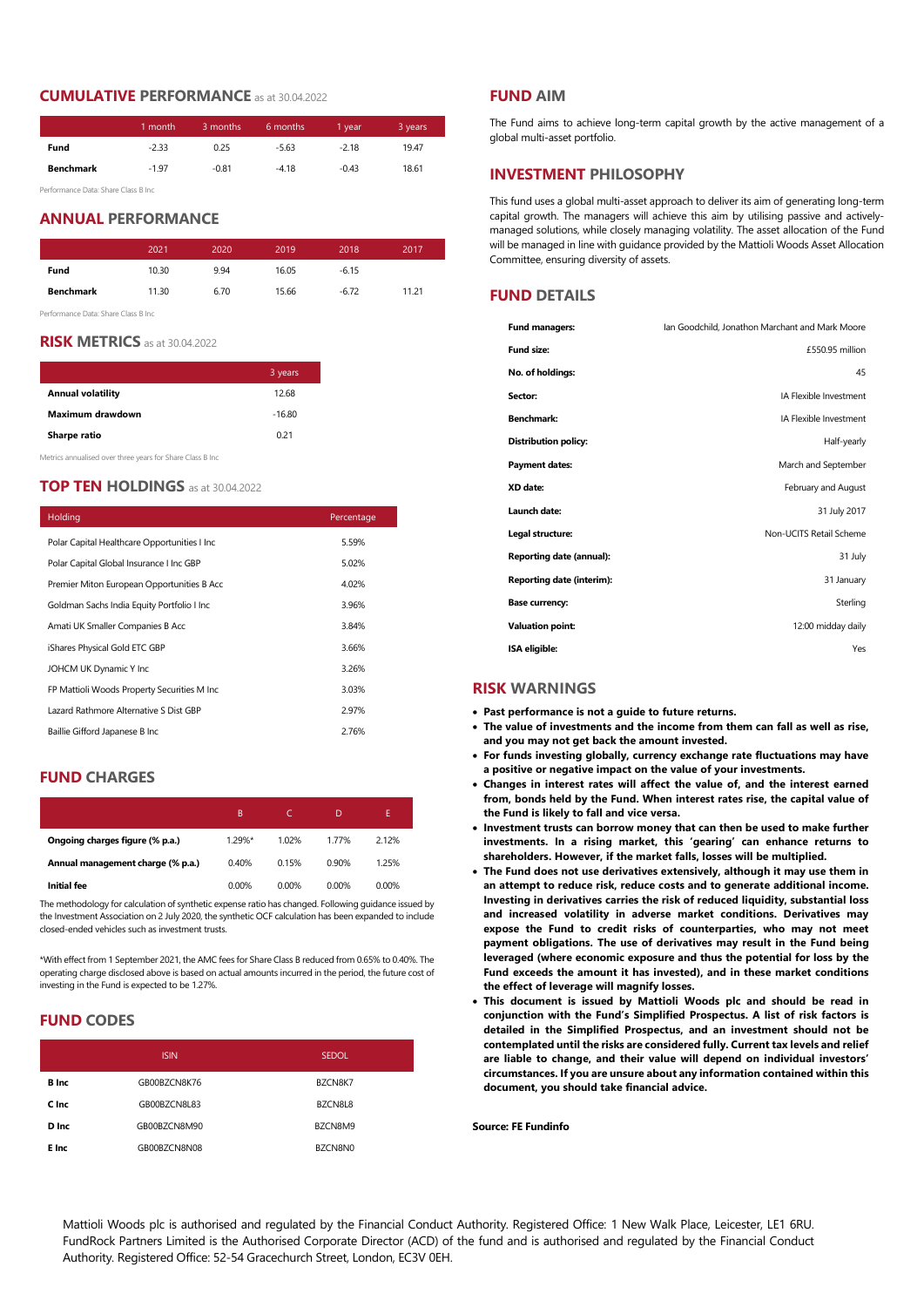## CUMULATIVE PERFORMANCE as at 30.04.2022

| | 1 month | 3 months | 6 months | 1 year | 3 years |
|---|---|---|---|---|---|
| **Fund** | -2.33 | 0.25 | -5.63 | -2.18 | 19.47 |
| **Benchmark** | -1.97 | -0.81 | -4.18 | -0.43 | 18.61 |

Performance Data: Share Class B Inc

## ANNUAL PERFORMANCE

| | 2021 | 2020 | 2019 | 2018 | 2017 |
|---|---|---|---|---|---|
| **Fund** | 10.30 | 9.94 | 16.05 | -6.15 | |
| **Benchmark** | 11.30 | 6.70 | 15.66 | -6.72 | 11.21 |

Performance Data: Share Class B Inc

## RISK METRICS as at 30.04.2022

| | 3 years |
|---|---|
| **Annual volatility** | 12.68 |
| **Maximum drawdown** | -16.80 |
| **Sharpe ratio** | 0.21 |

Metrics annualised over three years for Share Class B Inc

## TOP TEN HOLDINGS as at 30.04.2022

| Holding | Percentage |
|---|---|
| Polar Capital Healthcare Opportunities I Inc | 5.59% |
| Polar Capital Global Insurance I Inc GBP | 5.02% |
| Premier Miton European Opportunities B Acc | 4.02% |
| Goldman Sachs India Equity Portfolio I Inc | 3.96% |
| Amati UK Smaller Companies B Acc | 3.84% |
| iShares Physical Gold ETC GBP | 3.66% |
| JOHCM UK Dynamic Y Inc | 3.26% |
| FP Mattioli Woods Property Securities M Inc | 3.03% |
| Lazard Rathmore Alternative S Dist GBP | 2.97% |
| Baillie Gifford Japanese B Inc | 2.76% |

## FUND CHARGES

| | B | C | D | E |
|---|---|---|---|---|
| **Ongoing charges figure (% p.a.)** | 1.29%* | 1.02% | 1.77% | 2.12% |
| **Annual management charge (% p.a.)** | 0.40% | 0.15% | 0.90% | 1.25% |
| **Initial fee** | 0.00% | 0.00% | 0.00% | 0.00% |

The methodology for calculation of synthetic expense ratio has changed. Following guidance issued by the Investment Association on 2 July 2020, the synthetic OCF calculation has been expanded to include closed-ended vehicles such as investment trusts.

*With effect from 1 September 2021, the AMC fees for Share Class B reduced from 0.65% to 0.40%. The operating charge disclosed above is based on actual amounts incurred in the period, the future cost of investing in the Fund is expected to be 1.27%.

## FUND CODES

| | ISIN | SEDOL |
|---|---|---|
| **B Inc** | GB00BZCN8K76 | BZCN8K7 |
| **C Inc** | GB00BZCN8L83 | BZCN8L8 |
| **D Inc** | GB00BZCN8M90 | BZCN8M9 |
| **E Inc** | GB00BZCN8N08 | BZCN8N0 |

## FUND AIM

The Fund aims to achieve long-term capital growth by the active management of a global multi-asset portfolio.

## INVESTMENT PHILOSOPHY

This fund uses a global multi-asset approach to deliver its aim of generating long-term capital growth. The managers will achieve this aim by utilising passive and actively-managed solutions, while closely managing volatility. The asset allocation of the Fund will be managed in line with guidance provided by the Mattioli Woods Asset Allocation Committee, ensuring diversity of assets.

## FUND DETAILS

| | |
|---|---|
| **Fund managers:** | Ian Goodchild, Jonathon Marchant and Mark Moore |
| **Fund size:** | £550.95 million |
| **No. of holdings:** | 45 |
| **Sector:** | IA Flexible Investment |
| **Benchmark:** | IA Flexible Investment |
| **Distribution policy:** | Half-yearly |
| **Payment dates:** | March and September |
| **XD date:** | February and August |
| **Launch date:** | 31 July 2017 |
| **Legal structure:** | Non-UCITS Retail Scheme |
| **Reporting date (annual):** | 31 July |
| **Reporting date (interim):** | 31 January |
| **Base currency:** | Sterling |
| **Valuation point:** | 12:00 midday daily |
| **ISA eligible:** | Yes |

## RISK WARNINGS

- **Past performance is not a guide to future returns.**
- **The value of investments and the income from them can fall as well as rise, and you may not get back the amount invested.**
- **For funds investing globally, currency exchange rate fluctuations may have a positive or negative impact on the value of your investments.**
- **Changes in interest rates will affect the value of, and the interest earned from, bonds held by the Fund. When interest rates rise, the capital value of the Fund is likely to fall and vice versa.**
- **Investment trusts can borrow money that can then be used to make further investments. In a rising market, this 'gearing' can enhance returns to shareholders. However, if the market falls, losses will be multiplied.**
- **The Fund does not use derivatives extensively, although it may use them in an attempt to reduce risk, reduce costs and to generate additional income. Investing in derivatives carries the risk of reduced liquidity, substantial loss and increased volatility in adverse market conditions. Derivatives may expose the Fund to credit risks of counterparties, who may not meet payment obligations. The use of derivatives may result in the Fund being leveraged (where economic exposure and thus the potential for loss by the Fund exceeds the amount it has invested), and in these market conditions the effect of leverage will magnify losses.**
- **This document is issued by Mattioli Woods plc and should be read in conjunction with the Fund's Simplified Prospectus. A list of risk factors is detailed in the Simplified Prospectus, and an investment should not be contemplated until the risks are considered fully. Current tax levels and relief are liable to change, and their value will depend on individual investors' circumstances. If you are unsure about any information contained within this document, you should take financial advice.**

**Source: FE Fundinfo**

Mattioli Woods plc is authorised and regulated by the Financial Conduct Authority. Registered Office: 1 New Walk Place, Leicester, LE1 6RU. FundRock Partners Limited is the Authorised Corporate Director (ACD) of the fund and is authorised and regulated by the Financial Conduct Authority. Registered Office: 52-54 Gracechurch Street, London, EC3V 0EH.